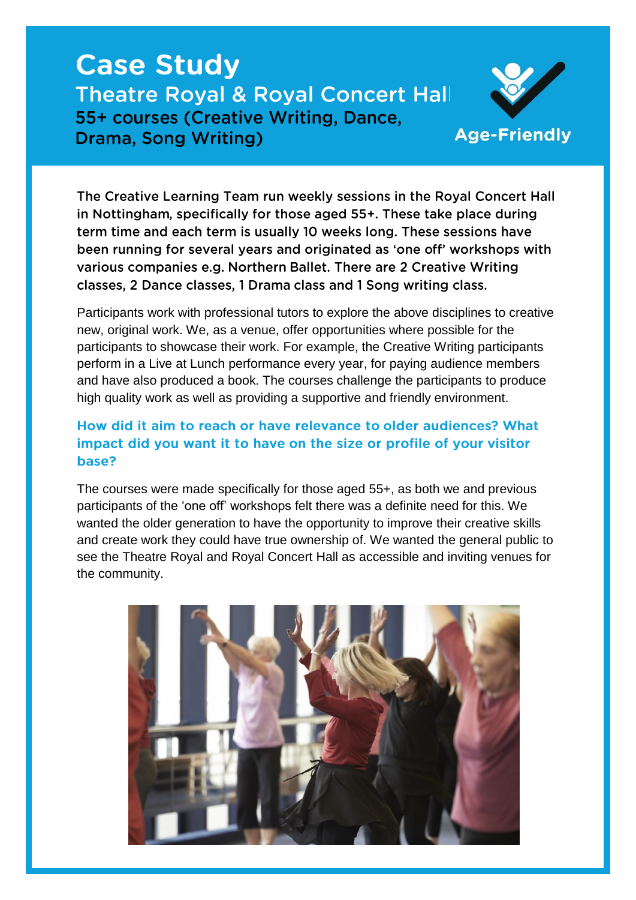# Case Study

## Theatre Royal & Royal Concert Hall

### 55+ courses (Creative Writing, Dance, Drama, Song Writing)

Age-Friendly

The Creative Learning Team run weekly sessions in the Royal Concert Hall in Nottingham, specifically for those aged 55+. These take place during term time and each term is usually 10 weeks long. These sessions have been running for several years and originated as 'one off' workshops with various companies e.g. Northern Ballet. There are 2 Creative Writing classes, 2 Dance classes, 1 Drama class and 1 Song writing class.

Participants work with professional tutors to explore the above disciplines to creative new, original work. We, as a venue, offer opportunities where possible for the participants to showcase their work. For example, the Creative Writing participants perform in a Live at Lunch performance every year, for paying audience members and have also produced a book. The courses challenge the participants to produce high quality work as well as providing a supportive and friendly environment.

### How did it aim to reach or have relevance to older audiences? What impact did you want it to have on the size or profile of your visitor base?

The courses were made specifically for those aged 55+, as both we and previous participants of the 'one off' workshops felt there was a definite need for this. We wanted the older generation to have the opportunity to improve their creative skills and create work they could have true ownership of. We wanted the general public to see the Theatre Royal and Royal Concert Hall as accessible and inviting venues for the community.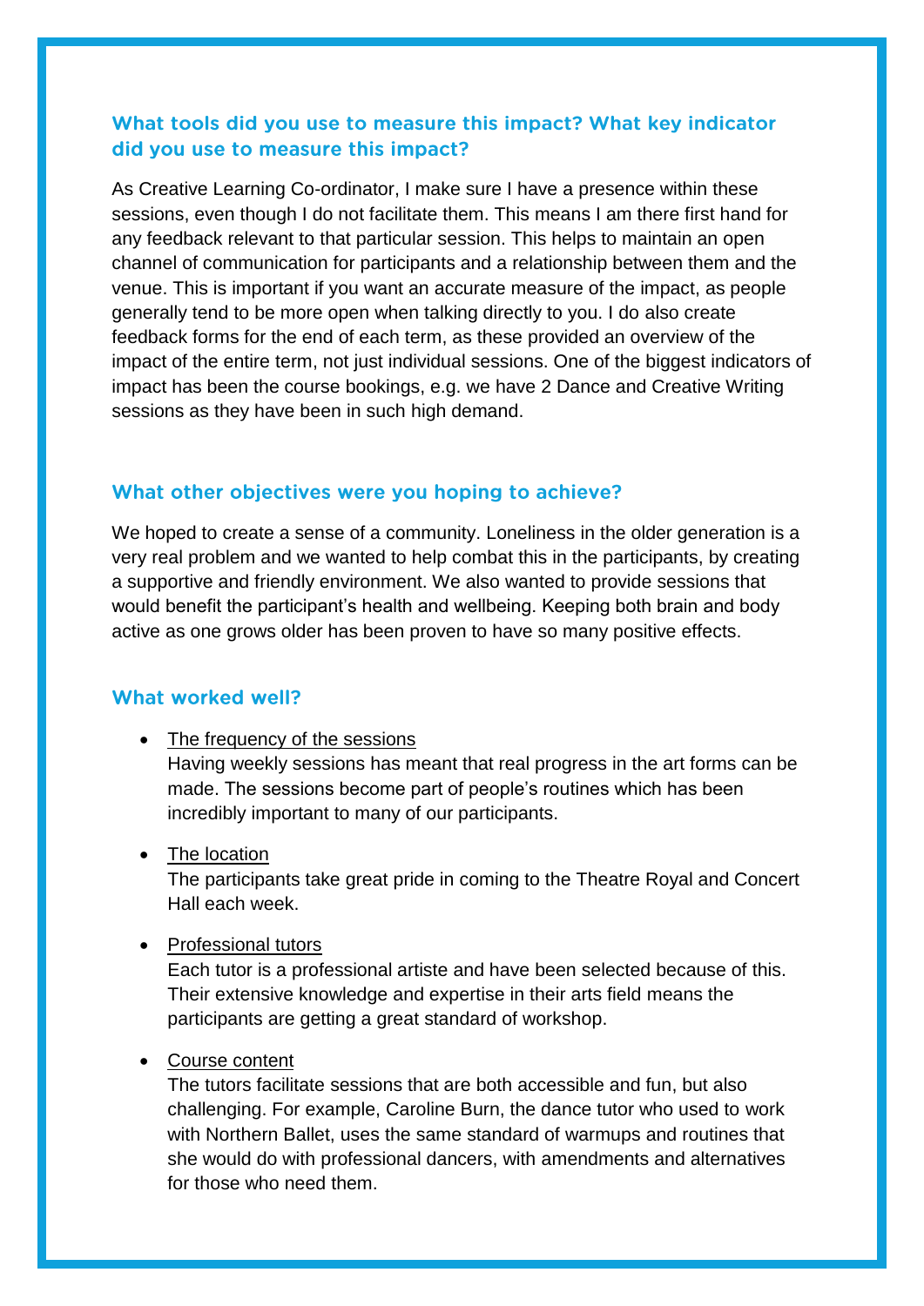## What tools did you use to measure this impact? What key indicator did you use to measure this impact?

As Creative Learning Co-ordinator, I make sure I have a presence within these sessions, even though I do not facilitate them. This means I am there first hand for any feedback relevant to that particular session. This helps to maintain an open channel of communication for participants and a relationship between them and the venue. This is important if you want an accurate measure of the impact, as people generally tend to be more open when talking directly to you. I do also create feedback forms for the end of each term, as these provided an overview of the impact of the entire term, not just individual sessions. One of the biggest indicators of impact has been the course bookings, e.g. we have 2 Dance and Creative Writing sessions as they have been in such high demand.

## What other objectives were you hoping to achieve?

We hoped to create a sense of a community. Loneliness in the older generation is a very real problem and we wanted to help combat this in the participants, by creating a supportive and friendly environment. We also wanted to provide sessions that would benefit the participant's health and wellbeing. Keeping both brain and body active as one grows older has been proven to have so many positive effects.

## What worked well?

- <u>The frequency of the sessions</u>
  Having weekly sessions has meant that real progress in the art forms can be made. The sessions become part of people's routines which has been incredibly important to many of our participants.

- <u>The location</u>
  The participants take great pride in coming to the Theatre Royal and Concert Hall each week.

- <u>Professional tutors</u>
  Each tutor is a professional artiste and have been selected because of this. Their extensive knowledge and expertise in their arts field means the participants are getting a great standard of workshop.

- <u>Course content</u>
  The tutors facilitate sessions that are both accessible and fun, but also challenging. For example, Caroline Burn, the dance tutor who used to work with Northern Ballet, uses the same standard of warmups and routines that she would do with professional dancers, with amendments and alternatives for those who need them.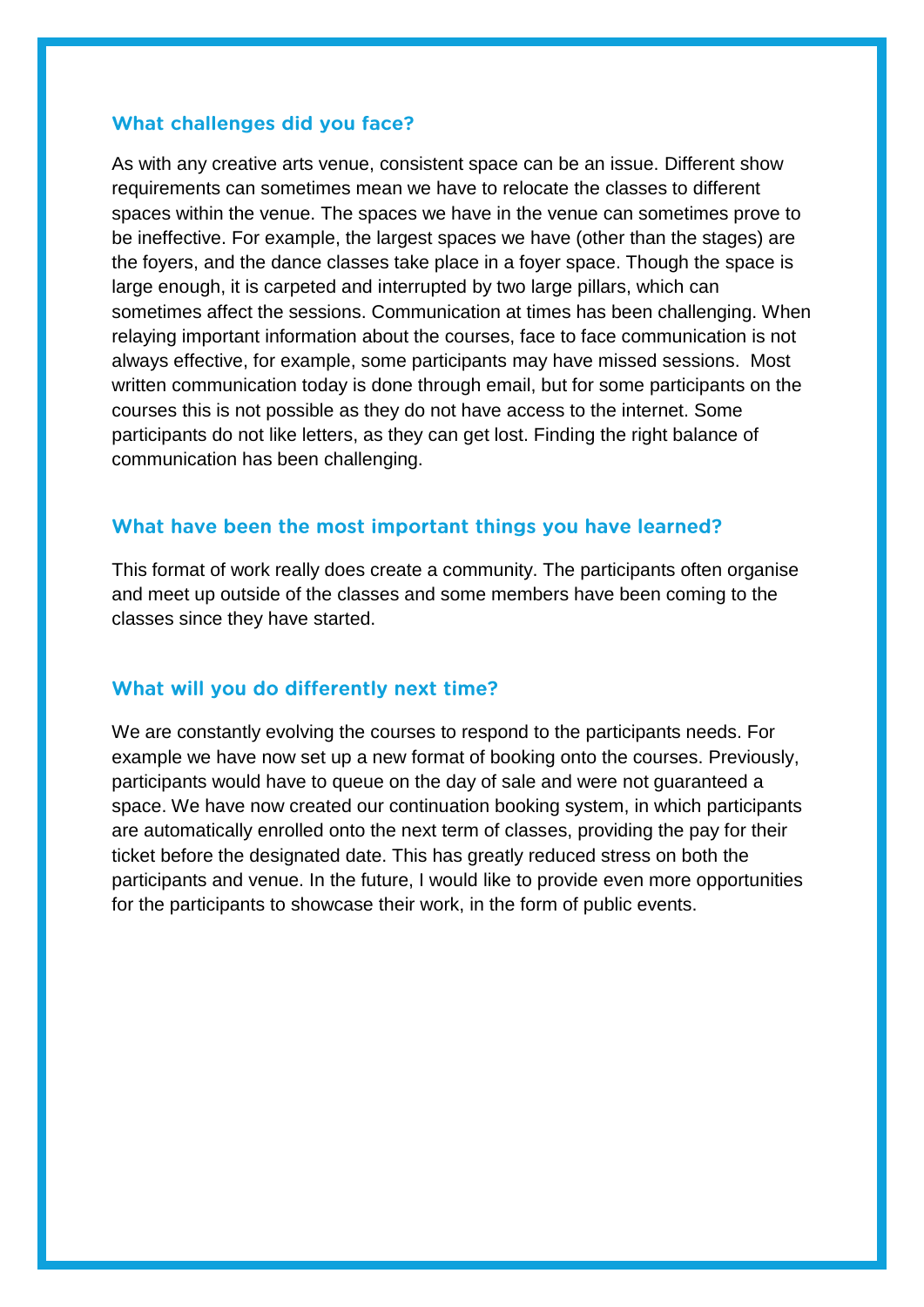### What challenges did you face?

As with any creative arts venue, consistent space can be an issue. Different show requirements can sometimes mean we have to relocate the classes to different spaces within the venue. The spaces we have in the venue can sometimes prove to be ineffective. For example, the largest spaces we have (other than the stages) are the foyers, and the dance classes take place in a foyer space. Though the space is large enough, it is carpeted and interrupted by two large pillars, which can sometimes affect the sessions. Communication at times has been challenging. When relaying important information about the courses, face to face communication is not always effective, for example, some participants may have missed sessions. Most written communication today is done through email, but for some participants on the courses this is not possible as they do not have access to the internet. Some participants do not like letters, as they can get lost. Finding the right balance of communication has been challenging.

### What have been the most important things you have learned?

This format of work really does create a community. The participants often organise and meet up outside of the classes and some members have been coming to the classes since they have started.

### What will you do differently next time?

We are constantly evolving the courses to respond to the participants needs. For example we have now set up a new format of booking onto the courses. Previously, participants would have to queue on the day of sale and were not guaranteed a space. We have now created our continuation booking system, in which participants are automatically enrolled onto the next term of classes, providing the pay for their ticket before the designated date. This has greatly reduced stress on both the participants and venue. In the future, I would like to provide even more opportunities for the participants to showcase their work, in the form of public events.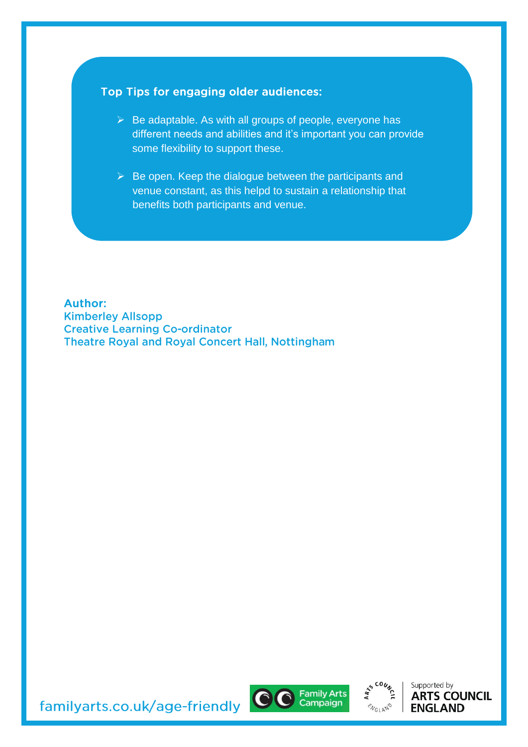**Top Tips for engaging older audiences:**

- Be adaptable. As with all groups of people, everyone has different needs and abilities and it's important you can provide some flexibility to support these.
- Be open. Keep the dialogue between the participants and venue constant, as this helpd to sustain a relationship that benefits both participants and venue.

**Author:**
Kimberley Allsopp
Creative Learning Co-ordinator
Theatre Royal and Royal Concert Hall, Nottingham

familyarts.co.uk/age-friendly

Family Arts Campaign

Supported by ARTS COUNCIL ENGLAND